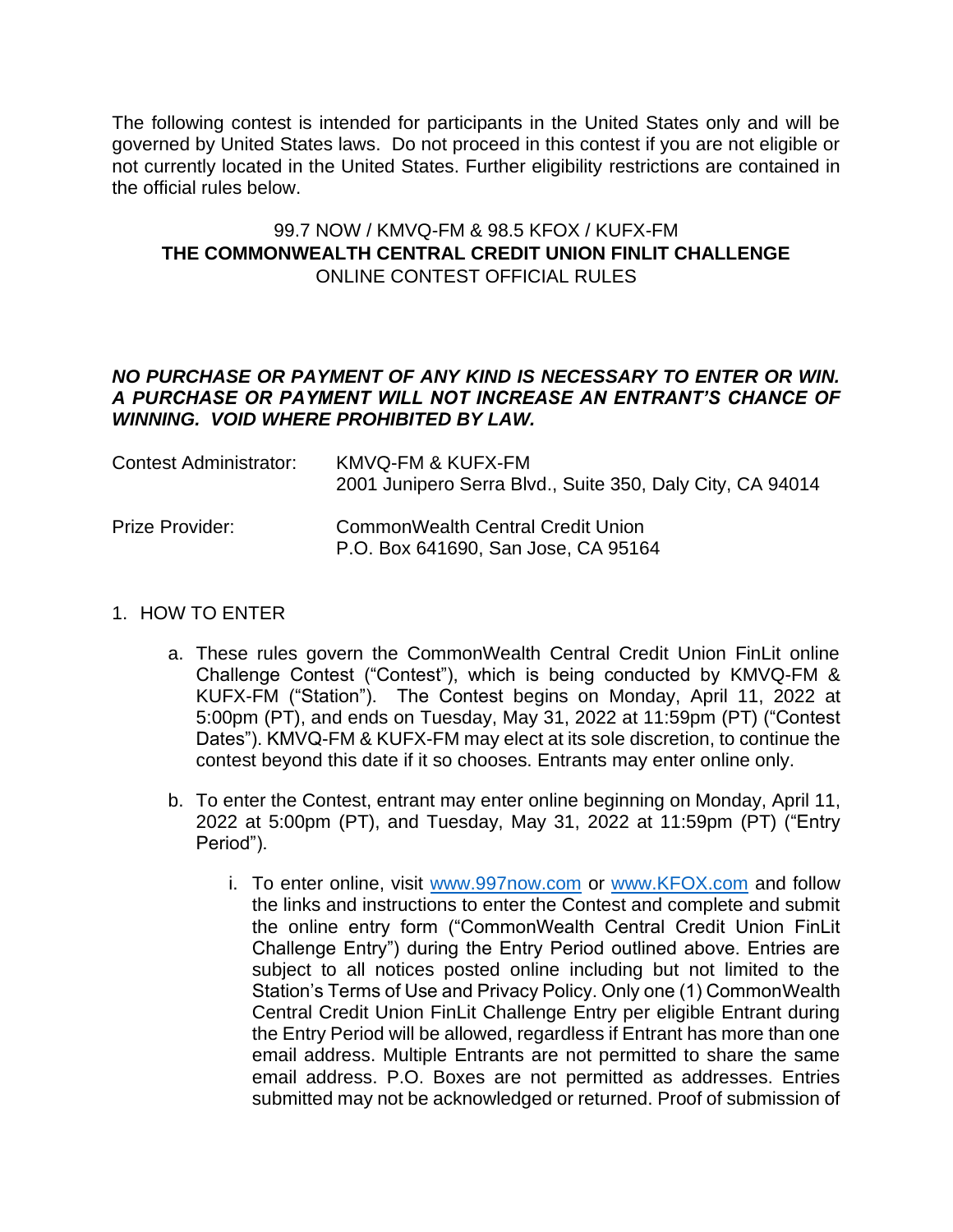The following contest is intended for participants in the United States only and will be governed by United States laws. Do not proceed in this contest if you are not eligible or not currently located in the United States. Further eligibility restrictions are contained in the official rules below.

99.7 NOW / KMVQ-FM & 98.5 KFOX / KUFX-FM
**THE COMMONWEALTH CENTRAL CREDIT UNION FINLIT CHALLENGE**
ONLINE CONTEST OFFICIAL RULES

***NO PURCHASE OR PAYMENT OF ANY KIND IS NECESSARY TO ENTER OR WIN. A PURCHASE OR PAYMENT WILL NOT INCREASE AN ENTRANT'S CHANCE OF WINNING. VOID WHERE PROHIBITED BY LAW.***

Contest Administrator: KMVQ-FM & KUFX-FM
2001 Junipero Serra Blvd., Suite 350, Daly City, CA 94014

Prize Provider: CommonWealth Central Credit Union
P.O. Box 641690, San Jose, CA 95164

1. HOW TO ENTER

   a. These rules govern the CommonWealth Central Credit Union FinLit online Challenge Contest ("Contest"), which is being conducted by KMVQ-FM & KUFX-FM ("Station"). The Contest begins on Monday, April 11, 2022 at 5:00pm (PT), and ends on Tuesday, May 31, 2022 at 11:59pm (PT) ("Contest Dates"). KMVQ-FM & KUFX-FM may elect at its sole discretion, to continue the contest beyond this date if it so chooses. Entrants may enter online only.

   b. To enter the Contest, entrant may enter online beginning on Monday, April 11, 2022 at 5:00pm (PT), and Tuesday, May 31, 2022 at 11:59pm (PT) ("Entry Period").

      i. To enter online, visit www.997now.com or www.KFOX.com and follow the links and instructions to enter the Contest and complete and submit the online entry form ("CommonWealth Central Credit Union FinLit Challenge Entry") during the Entry Period outlined above. Entries are subject to all notices posted online including but not limited to the Station's Terms of Use and Privacy Policy. Only one (1) CommonWealth Central Credit Union FinLit Challenge Entry per eligible Entrant during the Entry Period will be allowed, regardless if Entrant has more than one email address. Multiple Entrants are not permitted to share the same email address. P.O. Boxes are not permitted as addresses. Entries submitted may not be acknowledged or returned. Proof of submission of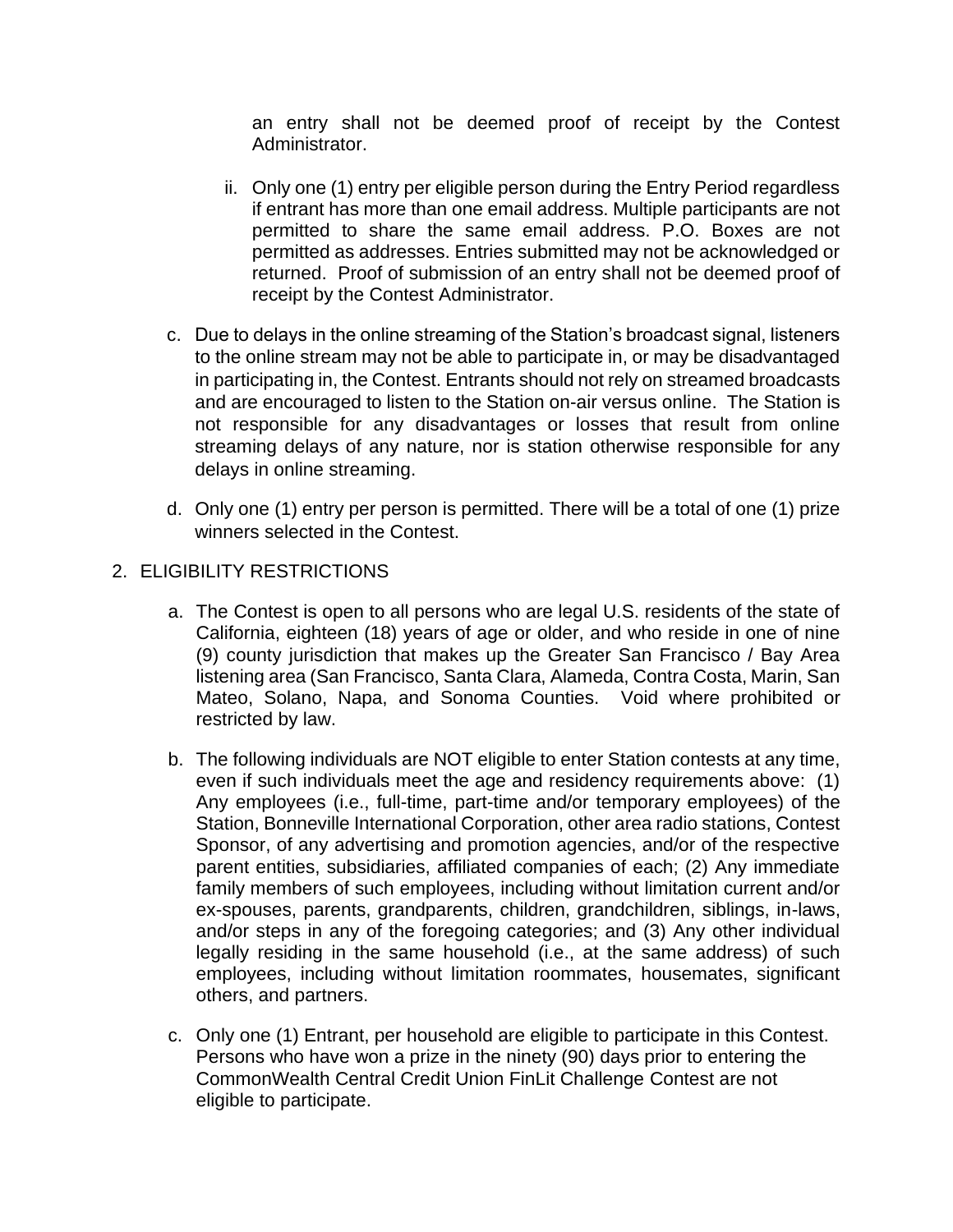an entry shall not be deemed proof of receipt by the Contest Administrator.

ii. Only one (1) entry per eligible person during the Entry Period regardless if entrant has more than one email address. Multiple participants are not permitted to share the same email address. P.O. Boxes are not permitted as addresses. Entries submitted may not be acknowledged or returned. Proof of submission of an entry shall not be deemed proof of receipt by the Contest Administrator.

c. Due to delays in the online streaming of the Station's broadcast signal, listeners to the online stream may not be able to participate in, or may be disadvantaged in participating in, the Contest. Entrants should not rely on streamed broadcasts and are encouraged to listen to the Station on-air versus online. The Station is not responsible for any disadvantages or losses that result from online streaming delays of any nature, nor is station otherwise responsible for any delays in online streaming.

d. Only one (1) entry per person is permitted. There will be a total of one (1) prize winners selected in the Contest.

2. ELIGIBILITY RESTRICTIONS

a. The Contest is open to all persons who are legal U.S. residents of the state of California, eighteen (18) years of age or older, and who reside in one of nine (9) county jurisdiction that makes up the Greater San Francisco / Bay Area listening area (San Francisco, Santa Clara, Alameda, Contra Costa, Marin, San Mateo, Solano, Napa, and Sonoma Counties. Void where prohibited or restricted by law.

b. The following individuals are NOT eligible to enter Station contests at any time, even if such individuals meet the age and residency requirements above: (1) Any employees (i.e., full-time, part-time and/or temporary employees) of the Station, Bonneville International Corporation, other area radio stations, Contest Sponsor, of any advertising and promotion agencies, and/or of the respective parent entities, subsidiaries, affiliated companies of each; (2) Any immediate family members of such employees, including without limitation current and/or ex-spouses, parents, grandparents, children, grandchildren, siblings, in-laws, and/or steps in any of the foregoing categories; and (3) Any other individual legally residing in the same household (i.e., at the same address) of such employees, including without limitation roommates, housemates, significant others, and partners.

c. Only one (1) Entrant, per household are eligible to participate in this Contest. Persons who have won a prize in the ninety (90) days prior to entering the CommonWealth Central Credit Union FinLit Challenge Contest are not eligible to participate.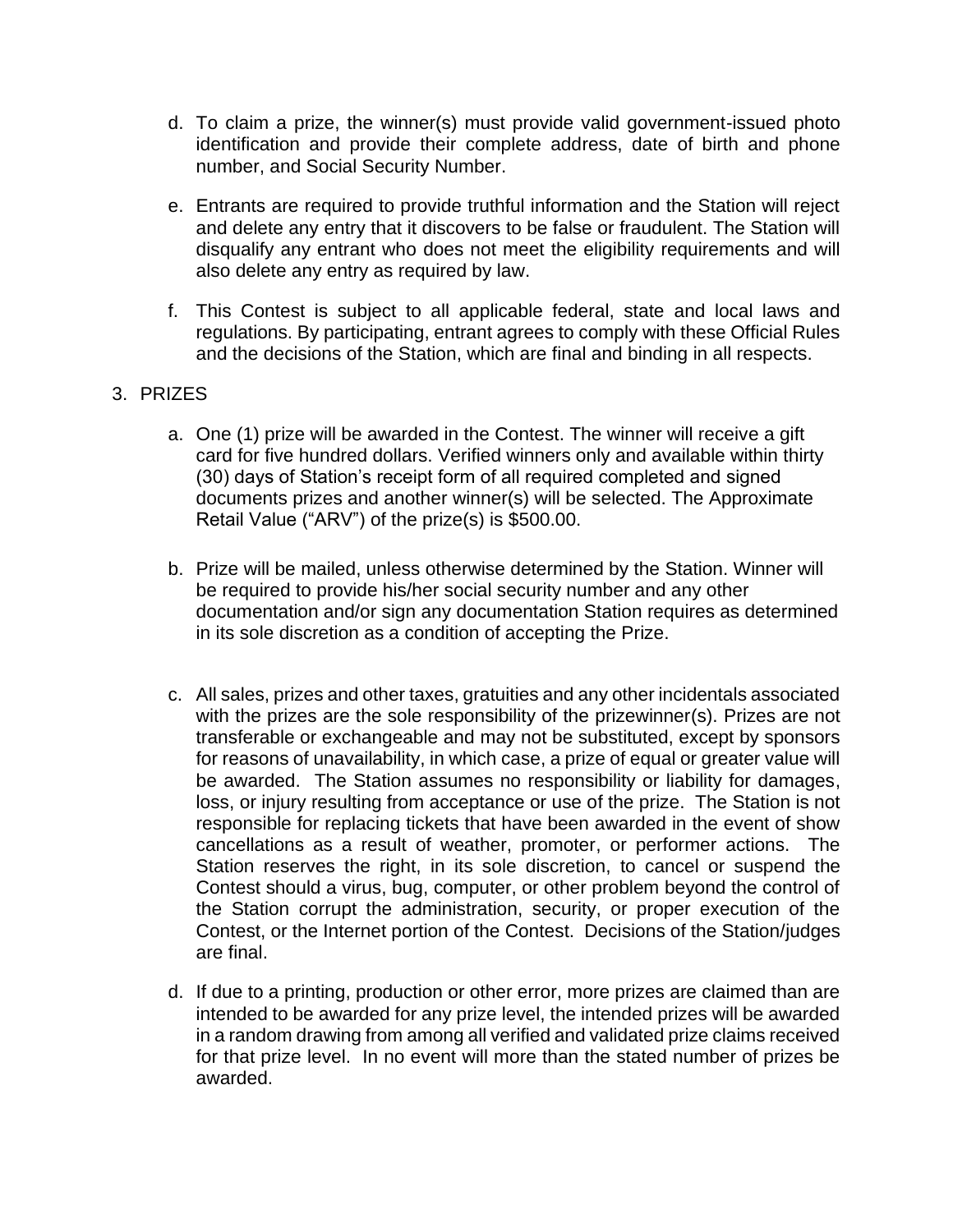d. To claim a prize, the winner(s) must provide valid government-issued photo identification and provide their complete address, date of birth and phone number, and Social Security Number.

e. Entrants are required to provide truthful information and the Station will reject and delete any entry that it discovers to be false or fraudulent. The Station will disqualify any entrant who does not meet the eligibility requirements and will also delete any entry as required by law.

f. This Contest is subject to all applicable federal, state and local laws and regulations. By participating, entrant agrees to comply with these Official Rules and the decisions of the Station, which are final and binding in all respects.

3. PRIZES

a. One (1) prize will be awarded in the Contest. The winner will receive a gift card for five hundred dollars. Verified winners only and available within thirty (30) days of Station's receipt form of all required completed and signed documents prizes and another winner(s) will be selected. The Approximate Retail Value ("ARV") of the prize(s) is $500.00.

b. Prize will be mailed, unless otherwise determined by the Station. Winner will be required to provide his/her social security number and any other documentation and/or sign any documentation Station requires as determined in its sole discretion as a condition of accepting the Prize.

c. All sales, prizes and other taxes, gratuities and any other incidentals associated with the prizes are the sole responsibility of the prizewinner(s). Prizes are not transferable or exchangeable and may not be substituted, except by sponsors for reasons of unavailability, in which case, a prize of equal or greater value will be awarded. The Station assumes no responsibility or liability for damages, loss, or injury resulting from acceptance or use of the prize. The Station is not responsible for replacing tickets that have been awarded in the event of show cancellations as a result of weather, promoter, or performer actions. The Station reserves the right, in its sole discretion, to cancel or suspend the Contest should a virus, bug, computer, or other problem beyond the control of the Station corrupt the administration, security, or proper execution of the Contest, or the Internet portion of the Contest. Decisions of the Station/judges are final.

d. If due to a printing, production or other error, more prizes are claimed than are intended to be awarded for any prize level, the intended prizes will be awarded in a random drawing from among all verified and validated prize claims received for that prize level. In no event will more than the stated number of prizes be awarded.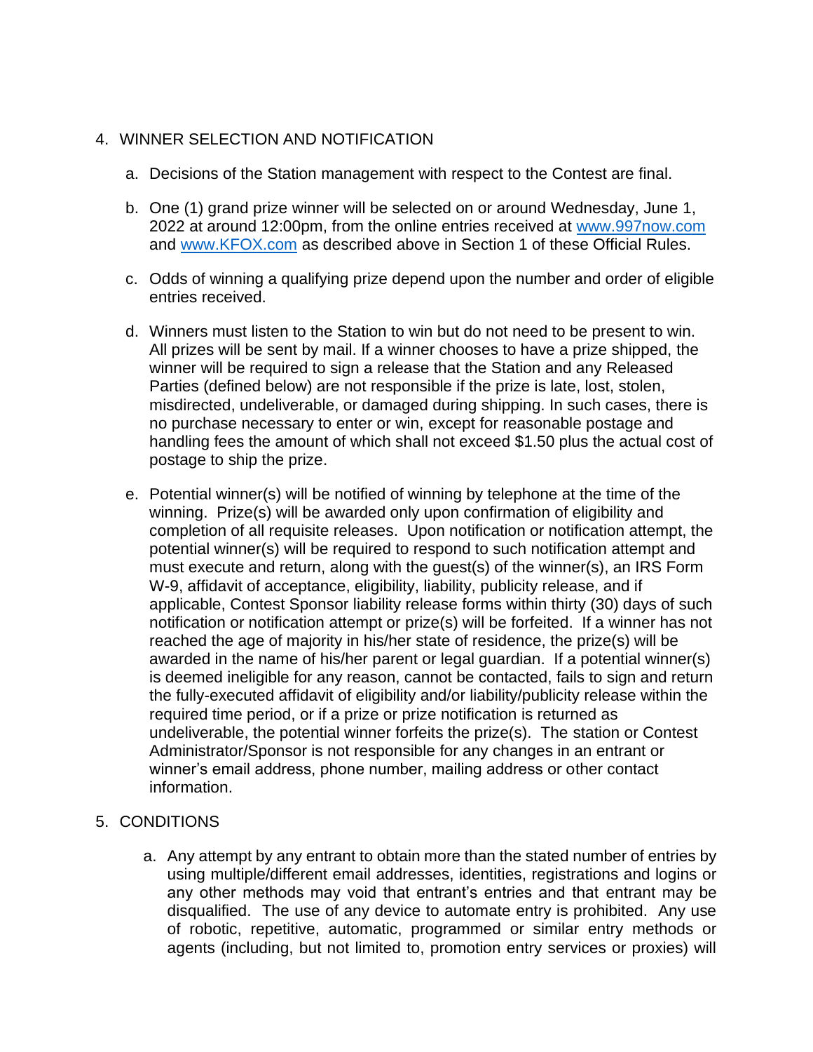4. WINNER SELECTION AND NOTIFICATION

   a. Decisions of the Station management with respect to the Contest are final.

   b. One (1) grand prize winner will be selected on or around Wednesday, June 1, 2022 at around 12:00pm, from the online entries received at [www.997now.com](http://www.997now.com) and [www.KFOX.com](http://www.KFOX.com) as described above in Section 1 of these Official Rules.

   c. Odds of winning a qualifying prize depend upon the number and order of eligible entries received.

   d. Winners must listen to the Station to win but do not need to be present to win. All prizes will be sent by mail. If a winner chooses to have a prize shipped, the winner will be required to sign a release that the Station and any Released Parties (defined below) are not responsible if the prize is late, lost, stolen, misdirected, undeliverable, or damaged during shipping. In such cases, there is no purchase necessary to enter or win, except for reasonable postage and handling fees the amount of which shall not exceed $1.50 plus the actual cost of postage to ship the prize.

   e. Potential winner(s) will be notified of winning by telephone at the time of the winning. Prize(s) will be awarded only upon confirmation of eligibility and completion of all requisite releases. Upon notification or notification attempt, the potential winner(s) will be required to respond to such notification attempt and must execute and return, along with the guest(s) of the winner(s), an IRS Form W-9, affidavit of acceptance, eligibility, liability, publicity release, and if applicable, Contest Sponsor liability release forms within thirty (30) days of such notification or notification attempt or prize(s) will be forfeited. If a winner has not reached the age of majority in his/her state of residence, the prize(s) will be awarded in the name of his/her parent or legal guardian. If a potential winner(s) is deemed ineligible for any reason, cannot be contacted, fails to sign and return the fully-executed affidavit of eligibility and/or liability/publicity release within the required time period, or if a prize or prize notification is returned as undeliverable, the potential winner forfeits the prize(s). The station or Contest Administrator/Sponsor is not responsible for any changes in an entrant or winner's email address, phone number, mailing address or other contact information.

5. CONDITIONS

   a. Any attempt by any entrant to obtain more than the stated number of entries by using multiple/different email addresses, identities, registrations and logins or any other methods may void that entrant's entries and that entrant may be disqualified. The use of any device to automate entry is prohibited. Any use of robotic, repetitive, automatic, programmed or similar entry methods or agents (including, but not limited to, promotion entry services or proxies) will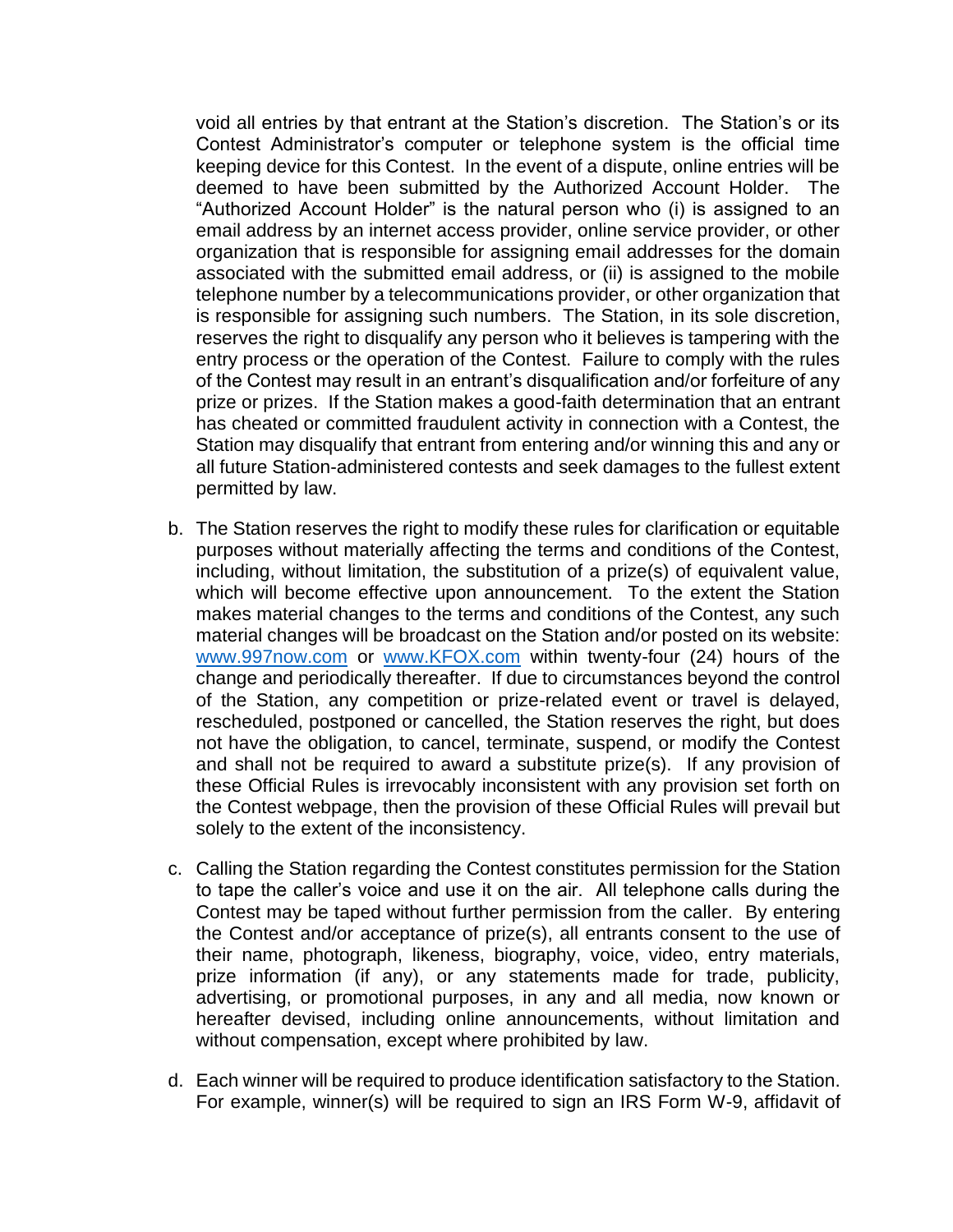void all entries by that entrant at the Station's discretion. The Station's or its Contest Administrator's computer or telephone system is the official time keeping device for this Contest. In the event of a dispute, online entries will be deemed to have been submitted by the Authorized Account Holder. The "Authorized Account Holder" is the natural person who (i) is assigned to an email address by an internet access provider, online service provider, or other organization that is responsible for assigning email addresses for the domain associated with the submitted email address, or (ii) is assigned to the mobile telephone number by a telecommunications provider, or other organization that is responsible for assigning such numbers. The Station, in its sole discretion, reserves the right to disqualify any person who it believes is tampering with the entry process or the operation of the Contest. Failure to comply with the rules of the Contest may result in an entrant's disqualification and/or forfeiture of any prize or prizes. If the Station makes a good-faith determination that an entrant has cheated or committed fraudulent activity in connection with a Contest, the Station may disqualify that entrant from entering and/or winning this and any or all future Station-administered contests and seek damages to the fullest extent permitted by law.

b. The Station reserves the right to modify these rules for clarification or equitable purposes without materially affecting the terms and conditions of the Contest, including, without limitation, the substitution of a prize(s) of equivalent value, which will become effective upon announcement. To the extent the Station makes material changes to the terms and conditions of the Contest, any such material changes will be broadcast on the Station and/or posted on its website: [www.997now.com](http://www.997now.com) or [www.KFOX.com](http://www.KFOX.com) within twenty-four (24) hours of the change and periodically thereafter. If due to circumstances beyond the control of the Station, any competition or prize-related event or travel is delayed, rescheduled, postponed or cancelled, the Station reserves the right, but does not have the obligation, to cancel, terminate, suspend, or modify the Contest and shall not be required to award a substitute prize(s). If any provision of these Official Rules is irrevocably inconsistent with any provision set forth on the Contest webpage, then the provision of these Official Rules will prevail but solely to the extent of the inconsistency.

c. Calling the Station regarding the Contest constitutes permission for the Station to tape the caller's voice and use it on the air. All telephone calls during the Contest may be taped without further permission from the caller. By entering the Contest and/or acceptance of prize(s), all entrants consent to the use of their name, photograph, likeness, biography, voice, video, entry materials, prize information (if any), or any statements made for trade, publicity, advertising, or promotional purposes, in any and all media, now known or hereafter devised, including online announcements, without limitation and without compensation, except where prohibited by law.

d. Each winner will be required to produce identification satisfactory to the Station. For example, winner(s) will be required to sign an IRS Form W-9, affidavit of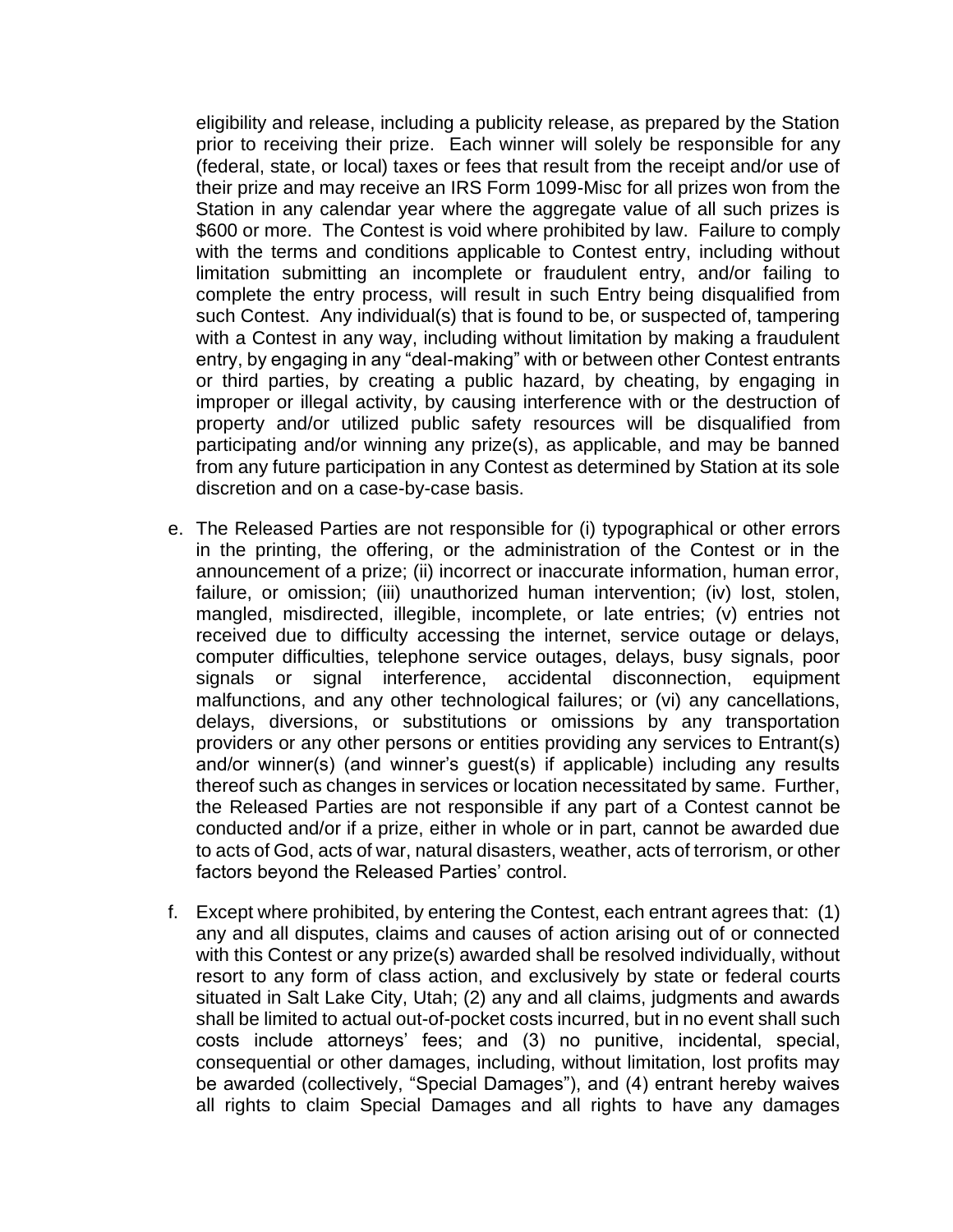eligibility and release, including a publicity release, as prepared by the Station prior to receiving their prize. Each winner will solely be responsible for any (federal, state, or local) taxes or fees that result from the receipt and/or use of their prize and may receive an IRS Form 1099-Misc for all prizes won from the Station in any calendar year where the aggregate value of all such prizes is $600 or more. The Contest is void where prohibited by law. Failure to comply with the terms and conditions applicable to Contest entry, including without limitation submitting an incomplete or fraudulent entry, and/or failing to complete the entry process, will result in such Entry being disqualified from such Contest. Any individual(s) that is found to be, or suspected of, tampering with a Contest in any way, including without limitation by making a fraudulent entry, by engaging in any "deal-making" with or between other Contest entrants or third parties, by creating a public hazard, by cheating, by engaging in improper or illegal activity, by causing interference with or the destruction of property and/or utilized public safety resources will be disqualified from participating and/or winning any prize(s), as applicable, and may be banned from any future participation in any Contest as determined by Station at its sole discretion and on a case-by-case basis.

e. The Released Parties are not responsible for (i) typographical or other errors in the printing, the offering, or the administration of the Contest or in the announcement of a prize; (ii) incorrect or inaccurate information, human error, failure, or omission; (iii) unauthorized human intervention; (iv) lost, stolen, mangled, misdirected, illegible, incomplete, or late entries; (v) entries not received due to difficulty accessing the internet, service outage or delays, computer difficulties, telephone service outages, delays, busy signals, poor signals or signal interference, accidental disconnection, equipment malfunctions, and any other technological failures; or (vi) any cancellations, delays, diversions, or substitutions or omissions by any transportation providers or any other persons or entities providing any services to Entrant(s) and/or winner(s) (and winner's guest(s) if applicable) including any results thereof such as changes in services or location necessitated by same. Further, the Released Parties are not responsible if any part of a Contest cannot be conducted and/or if a prize, either in whole or in part, cannot be awarded due to acts of God, acts of war, natural disasters, weather, acts of terrorism, or other factors beyond the Released Parties' control.

f. Except where prohibited, by entering the Contest, each entrant agrees that: (1) any and all disputes, claims and causes of action arising out of or connected with this Contest or any prize(s) awarded shall be resolved individually, without resort to any form of class action, and exclusively by state or federal courts situated in Salt Lake City, Utah; (2) any and all claims, judgments and awards shall be limited to actual out-of-pocket costs incurred, but in no event shall such costs include attorneys' fees; and (3) no punitive, incidental, special, consequential or other damages, including, without limitation, lost profits may be awarded (collectively, "Special Damages"), and (4) entrant hereby waives all rights to claim Special Damages and all rights to have any damages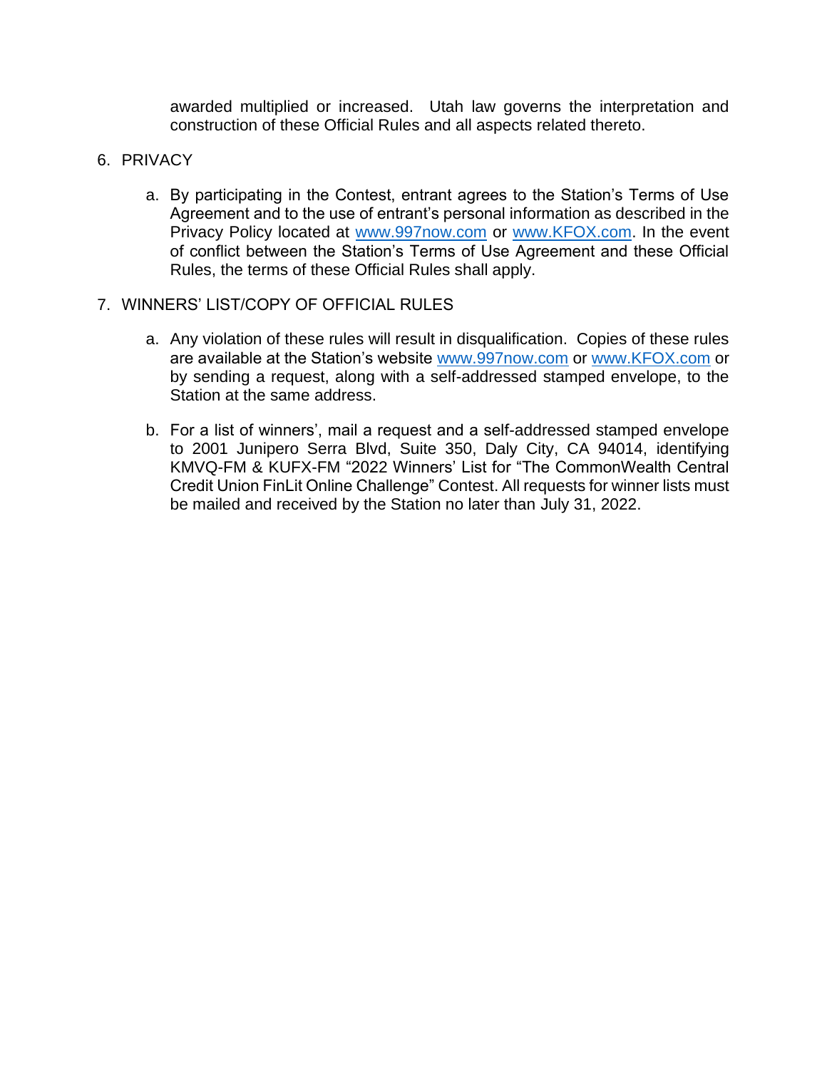awarded multiplied or increased. Utah law governs the interpretation and construction of these Official Rules and all aspects related thereto.

6. PRIVACY

    a. By participating in the Contest, entrant agrees to the Station's Terms of Use Agreement and to the use of entrant's personal information as described in the Privacy Policy located at www.997now.com or www.KFOX.com. In the event of conflict between the Station's Terms of Use Agreement and these Official Rules, the terms of these Official Rules shall apply.

7. WINNERS' LIST/COPY OF OFFICIAL RULES

    a. Any violation of these rules will result in disqualification. Copies of these rules are available at the Station's website www.997now.com or www.KFOX.com or by sending a request, along with a self-addressed stamped envelope, to the Station at the same address.

    b. For a list of winners', mail a request and a self-addressed stamped envelope to 2001 Junipero Serra Blvd, Suite 350, Daly City, CA 94014, identifying KMVQ-FM & KUFX-FM "2022 Winners' List for "The CommonWealth Central Credit Union FinLit Online Challenge" Contest. All requests for winner lists must be mailed and received by the Station no later than July 31, 2022.